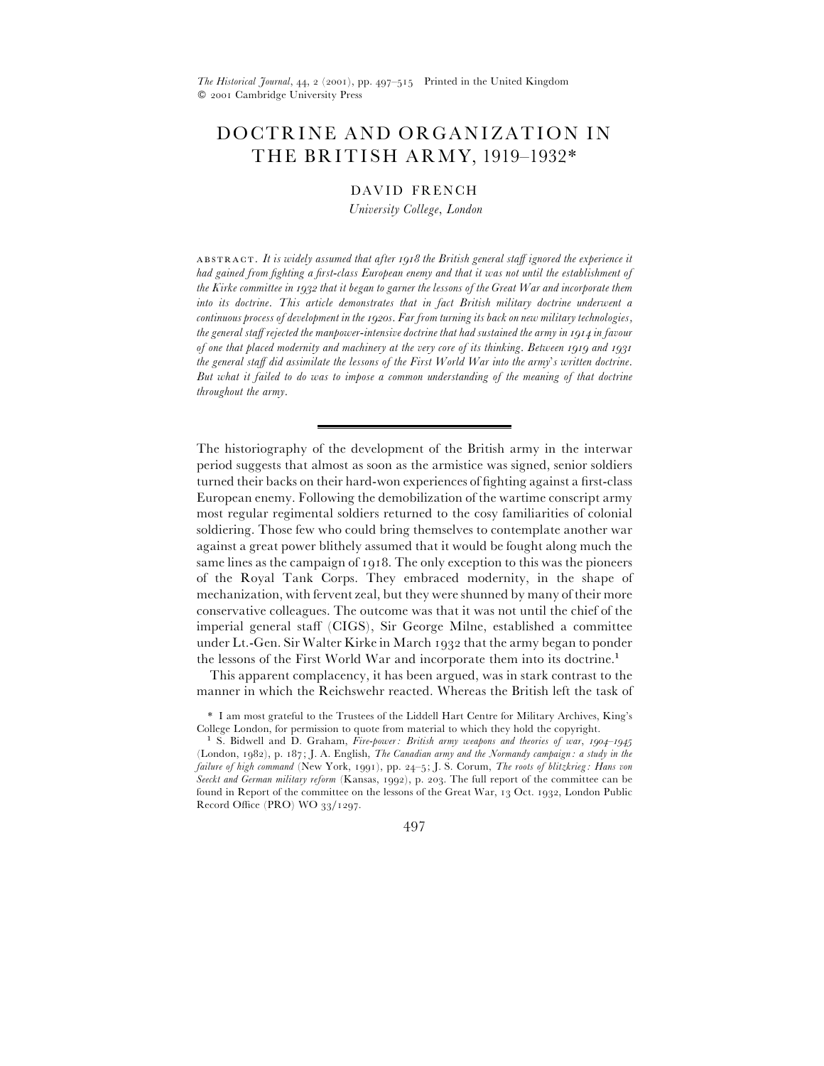# DOCTRINE AND ORGANIZATION IN THE BRITISH ARMY, 1919–1932*

DAVID FRENCH

*University College, London*

ABSTRACT. *It is widely assumed that after 1918 the British general staff ignored the experience it had gained from fighting a first-class European enemy and that it was not until the establishment of the Kirke committee in 1932 that it began to garner the lessons of the Great War and incorporate them into its doctrine. This article demonstrates that in fact British military doctrine underwent a continuous process of development in the 1920s. Far from turning its back on new military technologies, the general staff rejected the manpower-intensive doctrine that had sustained the army in 1914 in favour of one that placed modernity and machinery at the very core of its thinking. Between 1919 and 1931 the general staff did assimilate the lessons of the First World War into the army's written doctrine. But what it failed to do was to impose a common understanding of the meaning of that doctrine throughout the army.*

---

The historiography of the development of the British army in the interwar period suggests that almost as soon as the armistice was signed, senior soldiers turned their backs on their hard-won experiences of fighting against a first-class European enemy. Following the demobilization of the wartime conscript army most regular regimental soldiers returned to the cosy familiarities of colonial soldiering. Those few who could bring themselves to contemplate another war against a great power blithely assumed that it would be fought along much the same lines as the campaign of 1918. The only exception to this was the pioneers of the Royal Tank Corps. They embraced modernity, in the shape of mechanization, with fervent zeal, but they were shunned by many of their more conservative colleagues. The outcome was that it was not until the chief of the imperial general staff (CIGS), Sir George Milne, established a committee under Lt.-Gen. Sir Walter Kirke in March 1932 that the army began to ponder the lessons of the First World War and incorporate them into its doctrine.[1]

This apparent complacency, it has been argued, was in stark contrast to the manner in which the Reichswehr reacted. Whereas the British left the task of

\* I am most grateful to the Trustees of the Liddell Hart Centre for Military Archives, King's College London, for permission to quote from material to which they hold the copyright.

[1] S. Bidwell and D. Graham, *Fire-power: British army weapons and theories of war, 1904–1945* (London, 1982), p. 187; J. A. English, *The Canadian army and the Normandy campaign: a study in the failure of high command* (New York, 1991), pp. 24–5; J. S. Corum, *The roots of blitzkrieg: Hans von Seeckt and German military reform* (Kansas, 1992), p. 203. The full report of the committee can be found in Report of the committee on the lessons of the Great War, 13 Oct. 1932, London Public Record Office (PRO) WO 33/1297.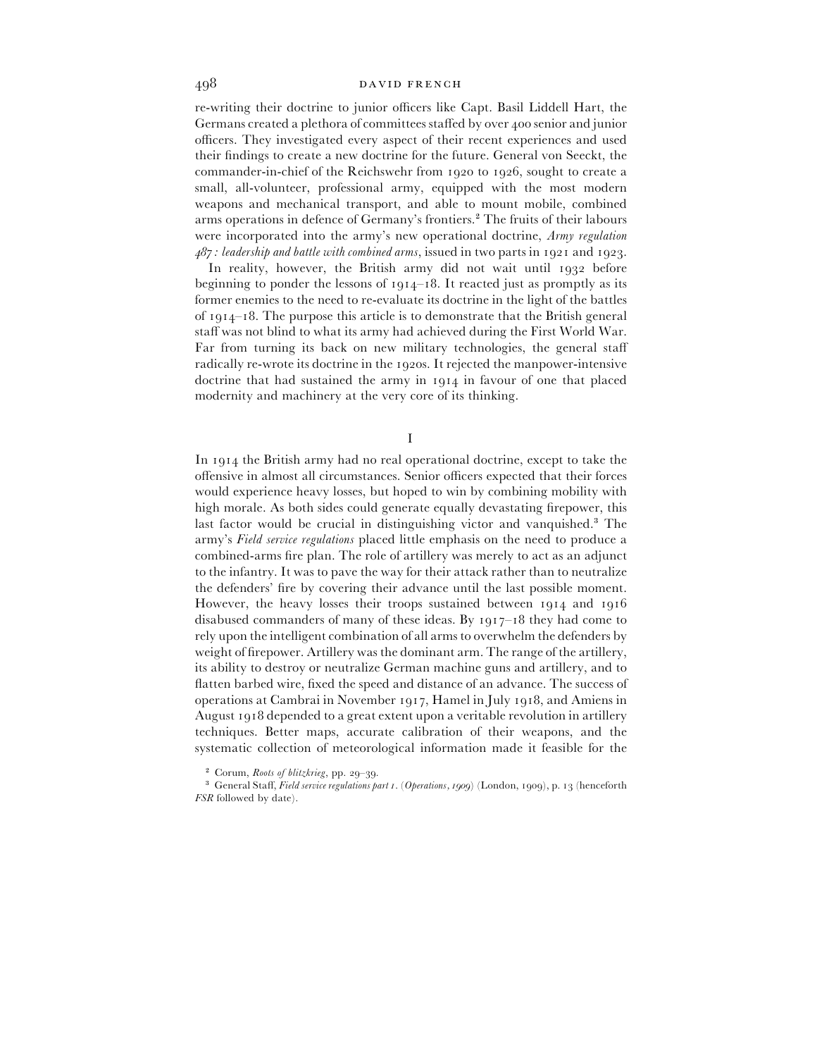re-writing their doctrine to junior officers like Capt. Basil Liddell Hart, the Germans created a plethora of committees staffed by over 400 senior and junior officers. They investigated every aspect of their recent experiences and used their findings to create a new doctrine for the future. General von Seeckt, the commander-in-chief of the Reichswehr from 1920 to 1926, sought to create a small, all-volunteer, professional army, equipped with the most modern weapons and mechanical transport, and able to mount mobile, combined arms operations in defence of Germany's frontiers.[2] The fruits of their labours were incorporated into the army's new operational doctrine, *Army regulation 487: leadership and battle with combined arms*, issued in two parts in 1921 and 1923.

In reality, however, the British army did not wait until 1932 before beginning to ponder the lessons of 1914–18. It reacted just as promptly as its former enemies to the need to re-evaluate its doctrine in the light of the battles of 1914–18. The purpose this article is to demonstrate that the British general staff was not blind to what its army had achieved during the First World War. Far from turning its back on new military technologies, the general staff radically re-wrote its doctrine in the 1920s. It rejected the manpower-intensive doctrine that had sustained the army in 1914 in favour of one that placed modernity and machinery at the very core of its thinking.

## I

In 1914 the British army had no real operational doctrine, except to take the offensive in almost all circumstances. Senior officers expected that their forces would experience heavy losses, but hoped to win by combining mobility with high morale. As both sides could generate equally devastating firepower, this last factor would be crucial in distinguishing victor and vanquished.[3] The army's *Field service regulations* placed little emphasis on the need to produce a combined-arms fire plan. The role of artillery was merely to act as an adjunct to the infantry. It was to pave the way for their attack rather than to neutralize the defenders' fire by covering their advance until the last possible moment. However, the heavy losses their troops sustained between 1914 and 1916 disabused commanders of many of these ideas. By 1917–18 they had come to rely upon the intelligent combination of all arms to overwhelm the defenders by weight of firepower. Artillery was the dominant arm. The range of the artillery, its ability to destroy or neutralize German machine guns and artillery, and to flatten barbed wire, fixed the speed and distance of an advance. The success of operations at Cambrai in November 1917, Hamel in July 1918, and Amiens in August 1918 depended to a great extent upon a veritable revolution in artillery techniques. Better maps, accurate calibration of their weapons, and the systematic collection of meteorological information made it feasible for the

[2] Corum, *Roots of blitzkrieg*, pp. 29–39.

[3] General Staff, *Field service regulations part 1. (Operations, 1909)* (London, 1909), p. 13 (henceforth *FSR* followed by date).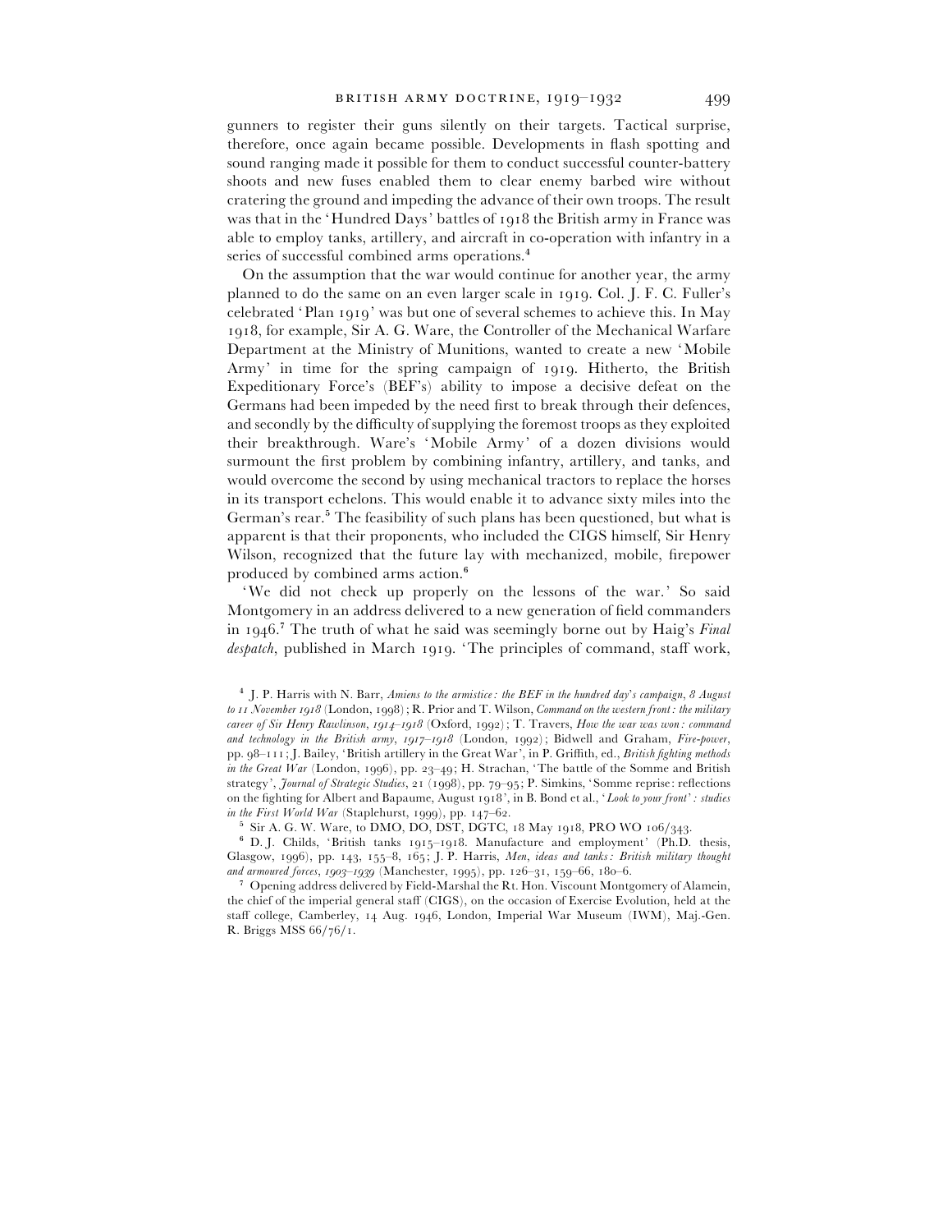gunners to register their guns silently on their targets. Tactical surprise, therefore, once again became possible. Developments in flash spotting and sound ranging made it possible for them to conduct successful counter-battery shoots and new fuses enabled them to clear enemy barbed wire without cratering the ground and impeding the advance of their own troops. The result was that in the 'Hundred Days' battles of 1918 the British army in France was able to employ tanks, artillery, and aircraft in co-operation with infantry in a series of successful combined arms operations.[4]

On the assumption that the war would continue for another year, the army planned to do the same on an even larger scale in 1919. Col. J. F. C. Fuller's celebrated 'Plan 1919' was but one of several schemes to achieve this. In May 1918, for example, Sir A. G. Ware, the Controller of the Mechanical Warfare Department at the Ministry of Munitions, wanted to create a new 'Mobile Army' in time for the spring campaign of 1919. Hitherto, the British Expeditionary Force's (BEF's) ability to impose a decisive defeat on the Germans had been impeded by the need first to break through their defences, and secondly by the difficulty of supplying the foremost troops as they exploited their breakthrough. Ware's 'Mobile Army' of a dozen divisions would surmount the first problem by combining infantry, artillery, and tanks, and would overcome the second by using mechanical tractors to replace the horses in its transport echelons. This would enable it to advance sixty miles into the German's rear.[5] The feasibility of such plans has been questioned, but what is apparent is that their proponents, who included the CIGS himself, Sir Henry Wilson, recognized that the future lay with mechanized, mobile, firepower produced by combined arms action.[6]

'We did not check up properly on the lessons of the war.' So said Montgomery in an address delivered to a new generation of field commanders in 1946.[7] The truth of what he said was seemingly borne out by Haig's *Final despatch*, published in March 1919. 'The principles of command, staff work,

---

[4] J. P. Harris with N. Barr, *Amiens to the armistice: the BEF in the hundred day's campaign, 8 August to 11 November 1918* (London, 1998); R. Prior and T. Wilson, *Command on the western front: the military career of Sir Henry Rawlinson, 1914–1918* (Oxford, 1992); T. Travers, *How the war was won: command and technology in the British army, 1917–1918* (London, 1992); Bidwell and Graham, *Fire-power*, pp. 98–111; J. Bailey, 'British artillery in the Great War', in P. Griffith, ed., *British fighting methods in the Great War* (London, 1996), pp. 23–49; H. Strachan, 'The battle of the Somme and British strategy', *Journal of Strategic Studies*, 21 (1998), pp. 79–95; P. Simkins, 'Somme reprise: reflections on the fighting for Albert and Bapaume, August 1918', in B. Bond et al., '*Look to your front*': *studies in the First World War* (Staplehurst, 1999), pp. 147–62.

[5] Sir A. G. W. Ware, to DMO, DO, DST, DGTC, 18 May 1918, PRO WO 106/343.

[6] D. J. Childs, 'British tanks 1915–1918. Manufacture and employment' (Ph.D. thesis, Glasgow, 1996), pp. 143, 155–8, 165; J. P. Harris, *Men, ideas and tanks: British military thought and armoured forces, 1903–1939* (Manchester, 1995), pp. 126–31, 159–66, 180–6.

[7] Opening address delivered by Field-Marshal the Rt. Hon. Viscount Montgomery of Alamein, the chief of the imperial general staff (CIGS), on the occasion of Exercise Evolution, held at the staff college, Camberley, 14 Aug. 1946, London, Imperial War Museum (IWM), Maj.-Gen. R. Briggs MSS 66/76/1.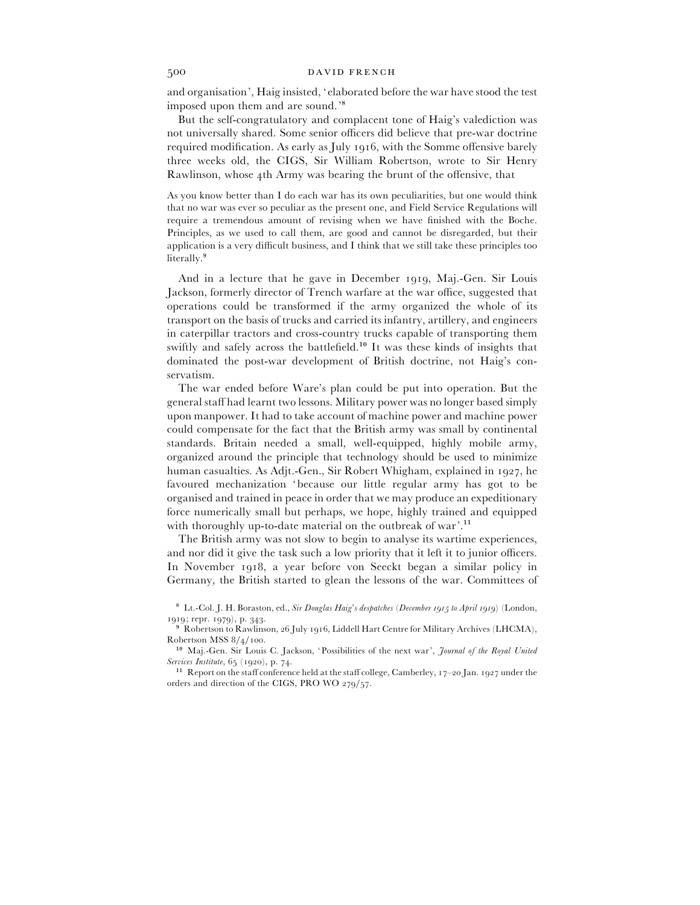and organisation', Haig insisted, 'elaborated before the war have stood the test imposed upon them and are sound.'[8]

But the self-congratulatory and complacent tone of Haig's valediction was not universally shared. Some senior officers did believe that pre-war doctrine required modification. As early as July 1916, with the Somme offensive barely three weeks old, the CIGS, Sir William Robertson, wrote to Sir Henry Rawlinson, whose 4th Army was bearing the brunt of the offensive, that

> As you know better than I do each war has its own peculiarities, but one would think that no war was ever so peculiar as the present one, and Field Service Regulations will require a tremendous amount of revising when we have finished with the Boche. Principles, as we used to call them, are good and cannot be disregarded, but their application is a very difficult business, and I think that we still take these principles too literally.[9]

And in a lecture that he gave in December 1919, Maj.-Gen. Sir Louis Jackson, formerly director of Trench warfare at the war office, suggested that operations could be transformed if the army organized the whole of its transport on the basis of trucks and carried its infantry, artillery, and engineers in caterpillar tractors and cross-country trucks capable of transporting them swiftly and safely across the battlefield.[10] It was these kinds of insights that dominated the post-war development of British doctrine, not Haig's conservatism.

The war ended before Ware's plan could be put into operation. But the general staff had learnt two lessons. Military power was no longer based simply upon manpower. It had to take account of machine power and machine power could compensate for the fact that the British army was small by continental standards. Britain needed a small, well-equipped, highly mobile army, organized around the principle that technology should be used to minimize human casualties. As Adjt.-Gen., Sir Robert Whigham, explained in 1927, he favoured mechanization 'because our little regular army has got to be organised and trained in peace in order that we may produce an expeditionary force numerically small but perhaps, we hope, highly trained and equipped with thoroughly up-to-date material on the outbreak of war'.[11]

The British army was not slow to begin to analyse its wartime experiences, and nor did it give the task such a low priority that it left it to junior officers. In November 1918, a year before von Seeckt began a similar policy in Germany, the British started to glean the lessons of the war. Committees of

[8] Lt.-Col. J. H. Boraston, ed., *Sir Douglas Haig's despatches (December 1915 to April 1919)* (London, 1919; repr. 1979), p. 343.

[9] Robertson to Rawlinson, 26 July 1916, Liddell Hart Centre for Military Archives (LHCMA), Robertson MSS 8/4/100.

[10] Maj.-Gen. Sir Louis C. Jackson, 'Possibilities of the next war', *Journal of the Royal United Services Institute*, 65 (1920), p. 74.

[11] Report on the staff conference held at the staff college, Camberley, 17–20 Jan. 1927 under the orders and direction of the CIGS, PRO WO 279/57.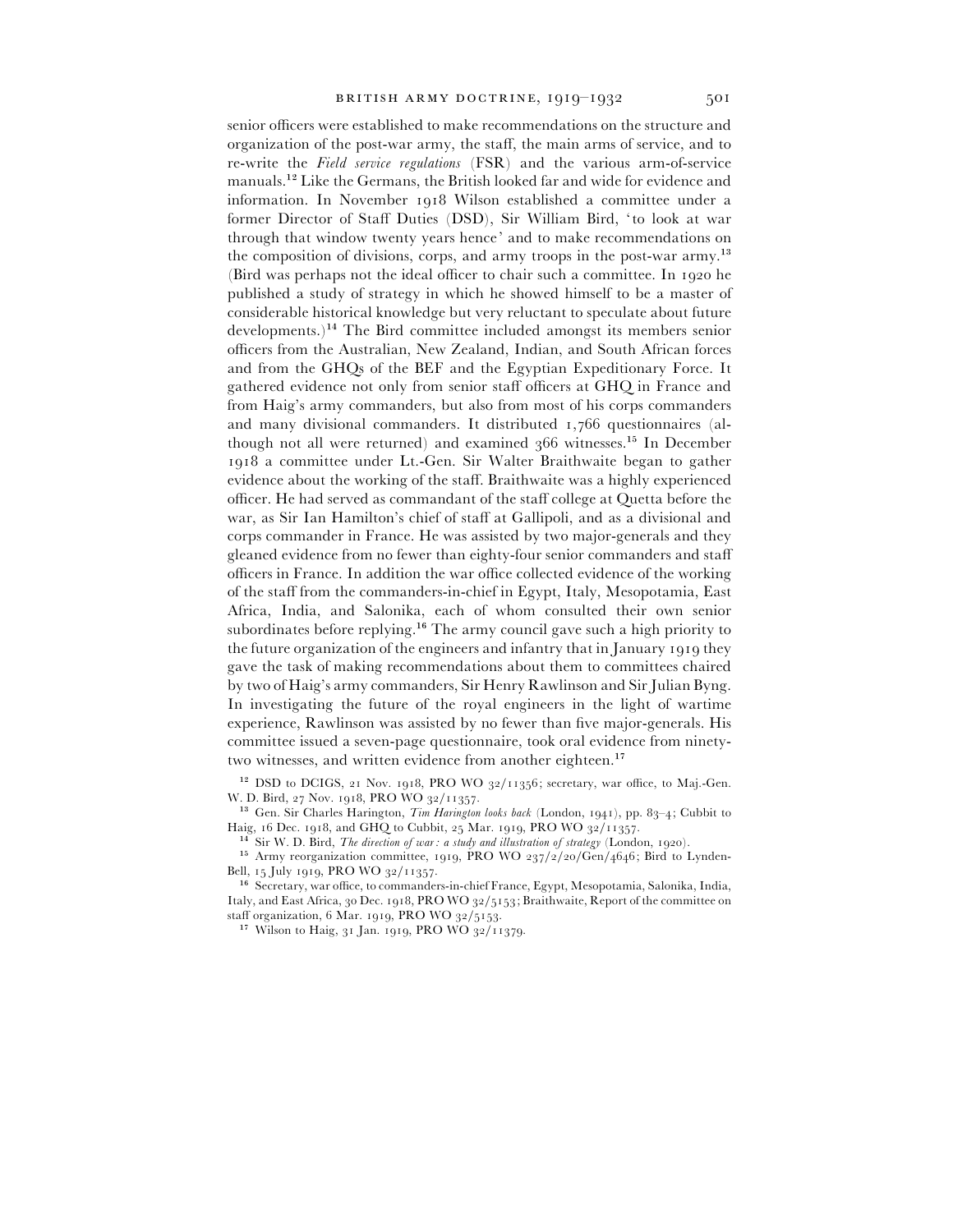senior officers were established to make recommendations on the structure and organization of the post-war army, the staff, the main arms of service, and to re-write the *Field service regulations* (FSR) and the various arm-of-service manuals.[12] Like the Germans, the British looked far and wide for evidence and information. In November 1918 Wilson established a committee under a former Director of Staff Duties (DSD), Sir William Bird, 'to look at war through that window twenty years hence' and to make recommendations on the composition of divisions, corps, and army troops in the post-war army.[13] (Bird was perhaps not the ideal officer to chair such a committee. In 1920 he published a study of strategy in which he showed himself to be a master of considerable historical knowledge but very reluctant to speculate about future developments.)[14] The Bird committee included amongst its members senior officers from the Australian, New Zealand, Indian, and South African forces and from the GHQs of the BEF and the Egyptian Expeditionary Force. It gathered evidence not only from senior staff officers at GHQ in France and from Haig's army commanders, but also from most of his corps commanders and many divisional commanders. It distributed 1,766 questionnaires (although not all were returned) and examined 366 witnesses.[15] In December 1918 a committee under Lt.-Gen. Sir Walter Braithwaite began to gather evidence about the working of the staff. Braithwaite was a highly experienced officer. He had served as commandant of the staff college at Quetta before the war, as Sir Ian Hamilton's chief of staff at Gallipoli, and as a divisional and corps commander in France. He was assisted by two major-generals and they gleaned evidence from no fewer than eighty-four senior commanders and staff officers in France. In addition the war office collected evidence of the working of the staff from the commanders-in-chief in Egypt, Italy, Mesopotamia, East Africa, India, and Salonika, each of whom consulted their own senior subordinates before replying.[16] The army council gave such a high priority to the future organization of the engineers and infantry that in January 1919 they gave the task of making recommendations about them to committees chaired by two of Haig's army commanders, Sir Henry Rawlinson and Sir Julian Byng. In investigating the future of the royal engineers in the light of wartime experience, Rawlinson was assisted by no fewer than five major-generals. His committee issued a seven-page questionnaire, took oral evidence from ninety-two witnesses, and written evidence from another eighteen.[17]

[12] DSD to DCIGS, 21 Nov. 1918, PRO WO 32/11356; secretary, war office, to Maj.-Gen. W. D. Bird, 27 Nov. 1918, PRO WO 32/11357.

[13] Gen. Sir Charles Harington, *Tim Harington looks back* (London, 1941), pp. 83–4; Cubbit to Haig, 16 Dec. 1918, and GHQ to Cubbit, 25 Mar. 1919, PRO WO 32/11357.

[14] Sir W. D. Bird, *The direction of war: a study and illustration of strategy* (London, 1920).

[15] Army reorganization committee, 1919, PRO WO 237/2/20/Gen/4646; Bird to Lynden-Bell, 15 July 1919, PRO WO 32/11357.

[16] Secretary, war office, to commanders-in-chief France, Egypt, Mesopotamia, Salonika, India, Italy, and East Africa, 30 Dec. 1918, PRO WO 32/5153; Braithwaite, Report of the committee on staff organization, 6 Mar. 1919, PRO WO 32/5153.

[17] Wilson to Haig, 31 Jan. 1919, PRO WO 32/11379.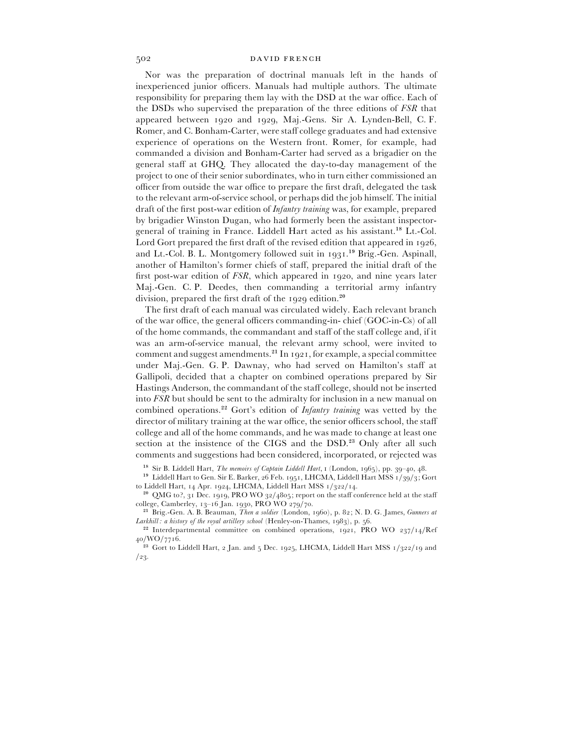Nor was the preparation of doctrinal manuals left in the hands of inexperienced junior officers. Manuals had multiple authors. The ultimate responsibility for preparing them lay with the DSD at the war office. Each of the DSDs who supervised the preparation of the three editions of *FSR* that appeared between 1920 and 1929, Maj.-Gens. Sir A. Lynden-Bell, C. F. Romer, and C. Bonham-Carter, were staff college graduates and had extensive experience of operations on the Western front. Romer, for example, had commanded a division and Bonham-Carter had served as a brigadier on the general staff at GHQ. They allocated the day-to-day management of the project to one of their senior subordinates, who in turn either commissioned an officer from outside the war office to prepare the first draft, delegated the task to the relevant arm-of-service school, or perhaps did the job himself. The initial draft of the first post-war edition of *Infantry training* was, for example, prepared by brigadier Winston Dugan, who had formerly been the assistant inspector-general of training in France. Liddell Hart acted as his assistant.[18] Lt.-Col. Lord Gort prepared the first draft of the revised edition that appeared in 1926, and Lt.-Col. B. L. Montgomery followed suit in 1931.[19] Brig.-Gen. Aspinall, another of Hamilton's former chiefs of staff, prepared the initial draft of the first post-war edition of *FSR*, which appeared in 1920, and nine years later Maj.-Gen. C. P. Deedes, then commanding a territorial army infantry division, prepared the first draft of the 1929 edition.[20]

The first draft of each manual was circulated widely. Each relevant branch of the war office, the general officers commanding-in- chief (GOC-in-Cs) of all of the home commands, the commandant and staff of the staff college and, if it was an arm-of-service manual, the relevant army school, were invited to comment and suggest amendments.[21] In 1921, for example, a special committee under Maj.-Gen. G. P. Dawnay, who had served on Hamilton's staff at Gallipoli, decided that a chapter on combined operations prepared by Sir Hastings Anderson, the commandant of the staff college, should not be inserted into *FSR* but should be sent to the admiralty for inclusion in a new manual on combined operations.[22] Gort's edition of *Infantry training* was vetted by the director of military training at the war office, the senior officers school, the staff college and all of the home commands, and he was made to change at least one section at the insistence of the CIGS and the DSD.[23] Only after all such comments and suggestions had been considered, incorporated, or rejected was

[18] Sir B. Liddell Hart, *The memoirs of Captain Liddell Hart*, I (London, 1965), pp. 39–40, 48.

[19] Liddell Hart to Gen. Sir E. Barker, 26 Feb. 1951, LHCMA, Liddell Hart MSS 1/39/3; Gort to Liddell Hart, 14 Apr. 1924, LHCMA, Liddell Hart MSS 1/322/14.

[20] QMG to?, 31 Dec. 1919, PRO WO 32/4805; report on the staff conference held at the staff college, Camberley, 13–16 Jan. 1930, PRO WO 279/70.

[21] Brig.-Gen. A. B. Beauman, *Then a soldier* (London, 1960), p. 82; N. D. G. James, *Gunners at Larkhill: a history of the royal artillery school* (Henley-on-Thames, 1983), p. 56.

[22] Interdepartmental committee on combined operations, 1921, PRO WO 237/14/Ref 40/WO/7716.

[23] Gort to Liddell Hart, 2 Jan. and 5 Dec. 1925, LHCMA, Liddell Hart MSS 1/322/19 and /23.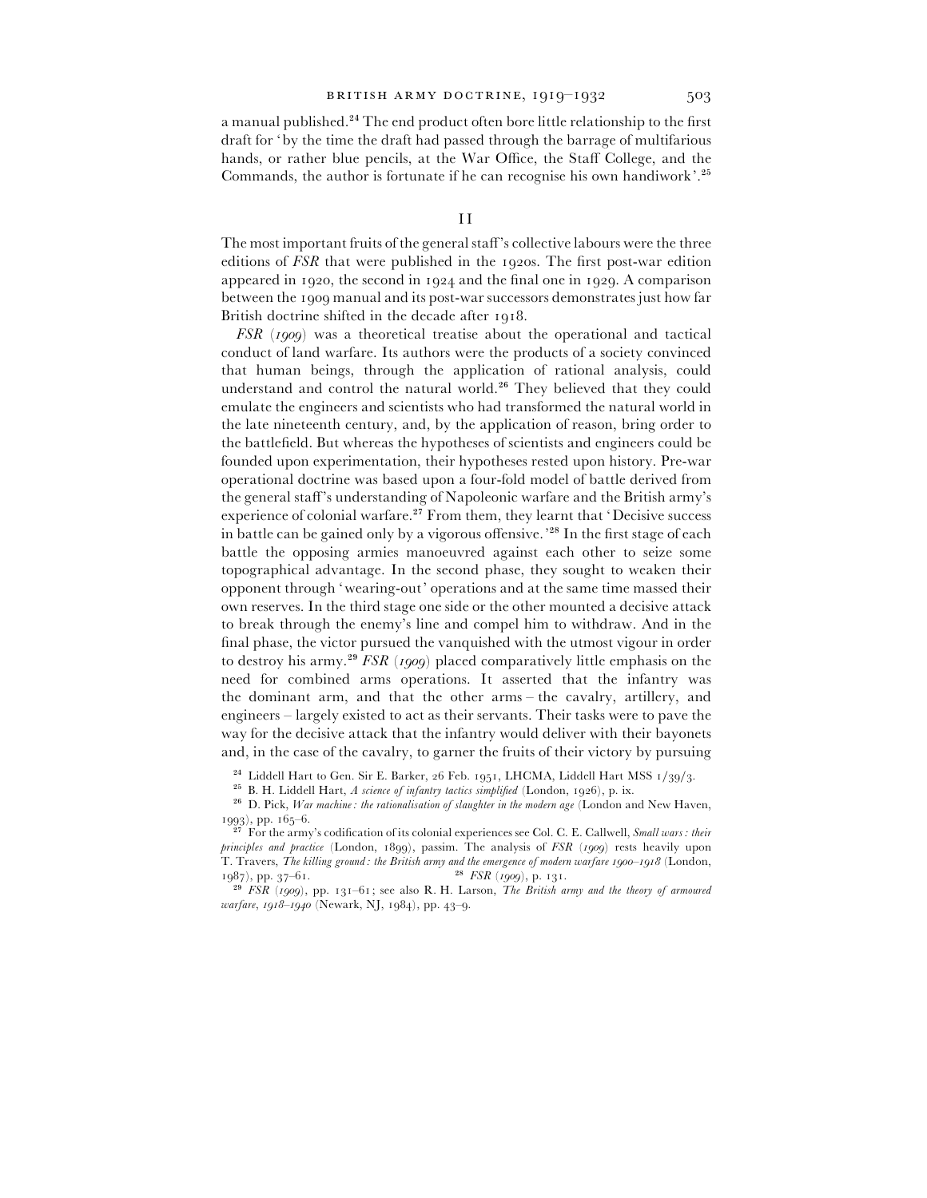a manual published.[24] The end product often bore little relationship to the first draft for 'by the time the draft had passed through the barrage of multifarious hands, or rather blue pencils, at the War Office, the Staff College, and the Commands, the author is fortunate if he can recognise his own handiwork'.[25]

## II

The most important fruits of the general staff's collective labours were the three editions of *FSR* that were published in the 1920s. The first post-war edition appeared in 1920, the second in 1924 and the final one in 1929. A comparison between the 1909 manual and its post-war successors demonstrates just how far British doctrine shifted in the decade after 1918.

*FSR* (*1909*) was a theoretical treatise about the operational and tactical conduct of land warfare. Its authors were the products of a society convinced that human beings, through the application of rational analysis, could understand and control the natural world.[26] They believed that they could emulate the engineers and scientists who had transformed the natural world in the late nineteenth century, and, by the application of reason, bring order to the battlefield. But whereas the hypotheses of scientists and engineers could be founded upon experimentation, their hypotheses rested upon history. Pre-war operational doctrine was based upon a four-fold model of battle derived from the general staff's understanding of Napoleonic warfare and the British army's experience of colonial warfare.[27] From them, they learnt that 'Decisive success in battle can be gained only by a vigorous offensive.'[28] In the first stage of each battle the opposing armies manoeuvred against each other to seize some topographical advantage. In the second phase, they sought to weaken their opponent through 'wearing-out' operations and at the same time massed their own reserves. In the third stage one side or the other mounted a decisive attack to break through the enemy's line and compel him to withdraw. And in the final phase, the victor pursued the vanquished with the utmost vigour in order to destroy his army.[29] *FSR* (*1909*) placed comparatively little emphasis on the need for combined arms operations. It asserted that the infantry was the dominant arm, and that the other arms – the cavalry, artillery, and engineers – largely existed to act as their servants. Their tasks were to pave the way for the decisive attack that the infantry would deliver with their bayonets and, in the case of the cavalry, to garner the fruits of their victory by pursuing

[24] Liddell Hart to Gen. Sir E. Barker, 26 Feb. 1951, LHCMA, Liddell Hart MSS 1/39/3.

[25] B. H. Liddell Hart, *A science of infantry tactics simplified* (London, 1926), p. ix.

[26] D. Pick, *War machine: the rationalisation of slaughter in the modern age* (London and New Haven, 1993), pp. 165–6.

[27] For the army's codification of its colonial experiences see Col. C. E. Callwell, *Small wars: their principles and practice* (London, 1899), passim. The analysis of *FSR* (*1909*) rests heavily upon T. Travers, *The killing ground: the British army and the emergence of modern warfare 1900–1918* (London, 1987), pp. 37–61.

[28] *FSR* (*1909*), p. 131.

[29] *FSR* (*1909*), pp. 131–61; see also R. H. Larson, *The British army and the theory of armoured warfare, 1918–1940* (Newark, NJ, 1984), pp. 43–9.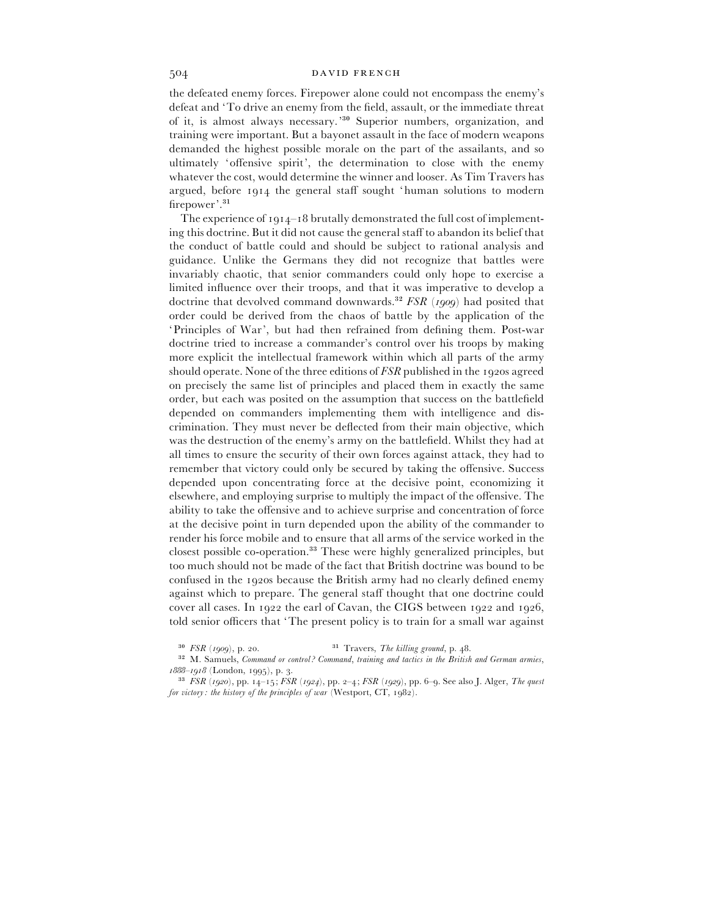the defeated enemy forces. Firepower alone could not encompass the enemy's defeat and 'To drive an enemy from the field, assault, or the immediate threat of it, is almost always necessary.'[30] Superior numbers, organization, and training were important. But a bayonet assault in the face of modern weapons demanded the highest possible morale on the part of the assailants, and so ultimately 'offensive spirit', the determination to close with the enemy whatever the cost, would determine the winner and looser. As Tim Travers has argued, before 1914 the general staff sought 'human solutions to modern firepower'.[31]

The experience of 1914–18 brutally demonstrated the full cost of implementing this doctrine. But it did not cause the general staff to abandon its belief that the conduct of battle could and should be subject to rational analysis and guidance. Unlike the Germans they did not recognize that battles were invariably chaotic, that senior commanders could only hope to exercise a limited influence over their troops, and that it was imperative to develop a doctrine that devolved command downwards.[32] *FSR* (*1909*) had posited that order could be derived from the chaos of battle by the application of the 'Principles of War', but had then refrained from defining them. Post-war doctrine tried to increase a commander's control over his troops by making more explicit the intellectual framework within which all parts of the army should operate. None of the three editions of *FSR* published in the 1920s agreed on precisely the same list of principles and placed them in exactly the same order, but each was posited on the assumption that success on the battlefield depended on commanders implementing them with intelligence and discrimination. They must never be deflected from their main objective, which was the destruction of the enemy's army on the battlefield. Whilst they had at all times to ensure the security of their own forces against attack, they had to remember that victory could only be secured by taking the offensive. Success depended upon concentrating force at the decisive point, economizing it elsewhere, and employing surprise to multiply the impact of the offensive. The ability to take the offensive and to achieve surprise and concentration of force at the decisive point in turn depended upon the ability of the commander to render his force mobile and to ensure that all arms of the service worked in the closest possible co-operation.[33] These were highly generalized principles, but too much should not be made of the fact that British doctrine was bound to be confused in the 1920s because the British army had no clearly defined enemy against which to prepare. The general staff thought that one doctrine could cover all cases. In 1922 the earl of Cavan, the CIGS between 1922 and 1926, told senior officers that 'The present policy is to train for a small war against

[30] *FSR* (*1909*), p. 20.

[31] Travers, *The killing ground*, p. 48.

[32] M. Samuels, *Command or control? Command, training and tactics in the British and German armies, 1888–1918* (London, 1995), p. 3.

[33] *FSR* (*1920*), pp. 14–15; *FSR* (*1924*), pp. 2–4; *FSR* (*1929*), pp. 6–9. See also J. Alger, *The quest for victory: the history of the principles of war* (Westport, CT, 1982).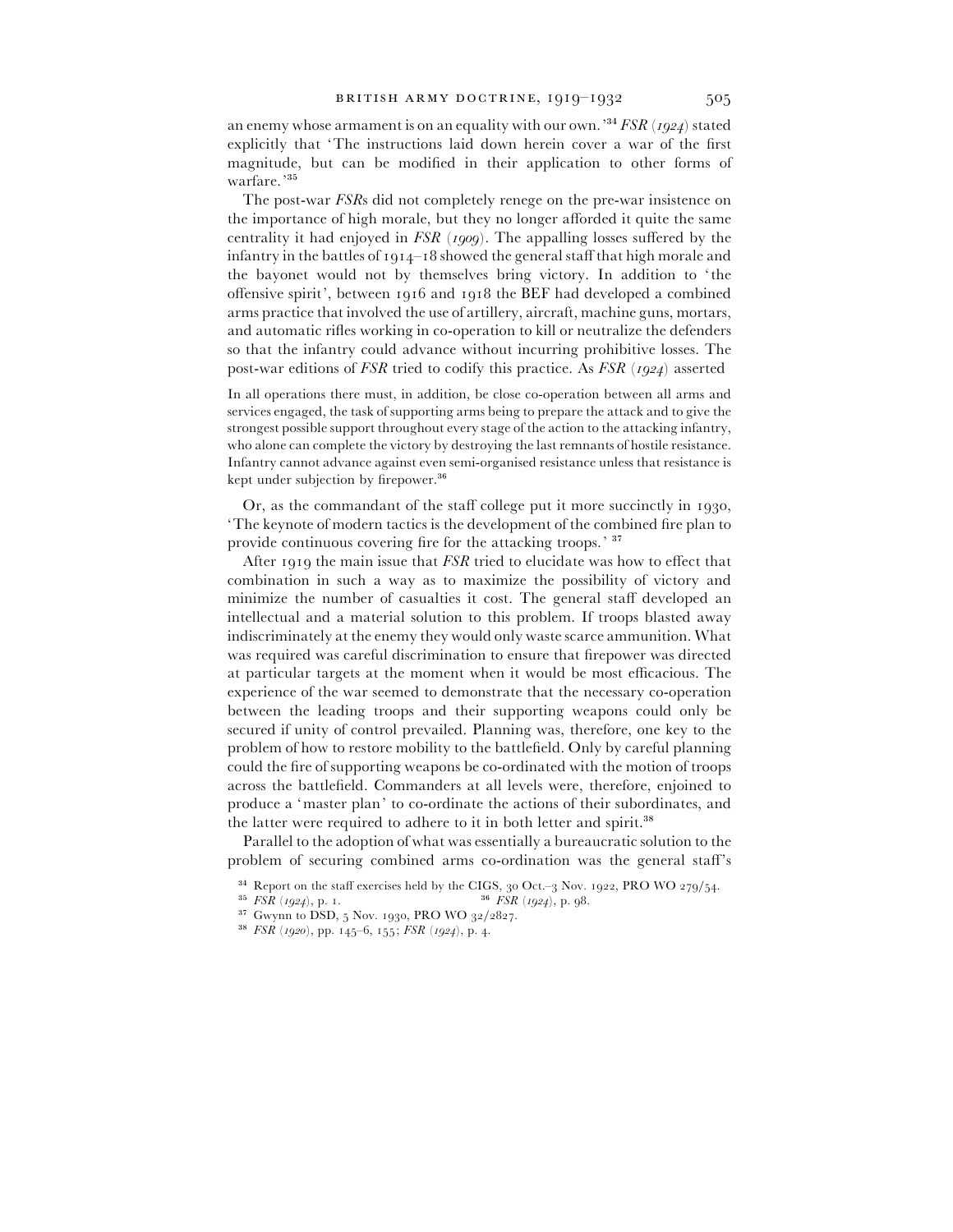an enemy whose armament is on an equality with our own.'[34] *FSR (1924)* stated explicitly that 'The instructions laid down herein cover a war of the first magnitude, but can be modified in their application to other forms of warfare.'[35]

The post-war *FSR*s did not completely renege on the pre-war insistence on the importance of high morale, but they no longer afforded it quite the same centrality it had enjoyed in *FSR (1909)*. The appalling losses suffered by the infantry in the battles of 1914–18 showed the general staff that high morale and the bayonet would not by themselves bring victory. In addition to 'the offensive spirit', between 1916 and 1918 the BEF had developed a combined arms practice that involved the use of artillery, aircraft, machine guns, mortars, and automatic rifles working in co-operation to kill or neutralize the defenders so that the infantry could advance without incurring prohibitive losses. The post-war editions of *FSR* tried to codify this practice. As *FSR (1924)* asserted

> In all operations there must, in addition, be close co-operation between all arms and services engaged, the task of supporting arms being to prepare the attack and to give the strongest possible support throughout every stage of the action to the attacking infantry, who alone can complete the victory by destroying the last remnants of hostile resistance. Infantry cannot advance against even semi-organised resistance unless that resistance is kept under subjection by firepower.[36]

Or, as the commandant of the staff college put it more succinctly in 1930, 'The keynote of modern tactics is the development of the combined fire plan to provide continuous covering fire for the attacking troops.'[37]

After 1919 the main issue that *FSR* tried to elucidate was how to effect that combination in such a way as to maximize the possibility of victory and minimize the number of casualties it cost. The general staff developed an intellectual and a material solution to this problem. If troops blasted away indiscriminately at the enemy they would only waste scarce ammunition. What was required was careful discrimination to ensure that firepower was directed at particular targets at the moment when it would be most efficacious. The experience of the war seemed to demonstrate that the necessary co-operation between the leading troops and their supporting weapons could only be secured if unity of control prevailed. Planning was, therefore, one key to the problem of how to restore mobility to the battlefield. Only by careful planning could the fire of supporting weapons be co-ordinated with the motion of troops across the battlefield. Commanders at all levels were, therefore, enjoined to produce a 'master plan' to co-ordinate the actions of their subordinates, and the latter were required to adhere to it in both letter and spirit.[38]

Parallel to the adoption of what was essentially a bureaucratic solution to the problem of securing combined arms co-ordination was the general staff's

[34] Report on the staff exercises held by the CIGS, 30 Oct.–3 Nov. 1922, PRO WO 279/54.

[35] *FSR (1924)*, p. 1.

[36] *FSR (1924)*, p. 98.

[37] Gwynn to DSD, 5 Nov. 1930, PRO WO 32/2827.

[38] *FSR (1920)*, pp. 145–6, 155; *FSR (1924)*, p. 4.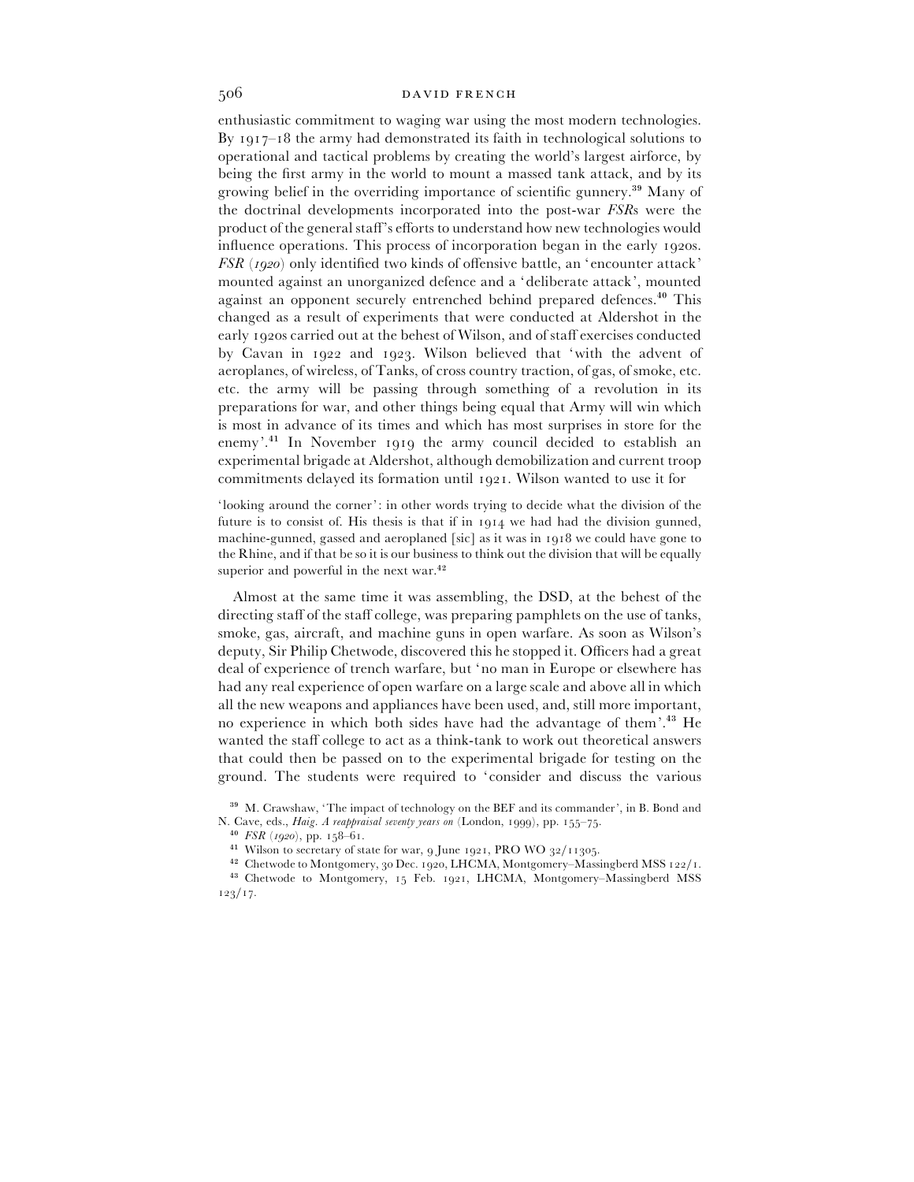enthusiastic commitment to waging war using the most modern technologies. By 1917–18 the army had demonstrated its faith in technological solutions to operational and tactical problems by creating the world's largest airforce, by being the first army in the world to mount a massed tank attack, and by its growing belief in the overriding importance of scientific gunnery.[39] Many of the doctrinal developments incorporated into the post-war *FSR*s were the product of the general staff's efforts to understand how new technologies would influence operations. This process of incorporation began in the early 1920s. *FSR (1920)* only identified two kinds of offensive battle, an 'encounter attack' mounted against an unorganized defence and a 'deliberate attack', mounted against an opponent securely entrenched behind prepared defences.[40] This changed as a result of experiments that were conducted at Aldershot in the early 1920s carried out at the behest of Wilson, and of staff exercises conducted by Cavan in 1922 and 1923. Wilson believed that 'with the advent of aeroplanes, of wireless, of Tanks, of cross country traction, of gas, of smoke, etc. etc. the army will be passing through something of a revolution in its preparations for war, and other things being equal that Army will win which is most in advance of its times and which has most surprises in store for the enemy'.[41] In November 1919 the army council decided to establish an experimental brigade at Aldershot, although demobilization and current troop commitments delayed its formation until 1921. Wilson wanted to use it for

> 'looking around the corner': in other words trying to decide what the division of the future is to consist of. His thesis is that if in 1914 we had had the division gunned, machine-gunned, gassed and aeroplaned [sic] as it was in 1918 we could have gone to the Rhine, and if that be so it is our business to think out the division that will be equally superior and powerful in the next war.[42]

Almost at the same time it was assembling, the DSD, at the behest of the directing staff of the staff college, was preparing pamphlets on the use of tanks, smoke, gas, aircraft, and machine guns in open warfare. As soon as Wilson's deputy, Sir Philip Chetwode, discovered this he stopped it. Officers had a great deal of experience of trench warfare, but 'no man in Europe or elsewhere has had any real experience of open warfare on a large scale and above all in which all the new weapons and appliances have been used, and, still more important, no experience in which both sides have had the advantage of them'.[43] He wanted the staff college to act as a think-tank to work out theoretical answers that could then be passed on to the experimental brigade for testing on the ground. The students were required to 'consider and discuss the various

---

[39] M. Crawshaw, 'The impact of technology on the BEF and its commander', in B. Bond and N. Cave, eds., *Haig. A reappraisal seventy years on* (London, 1999), pp. 155–75.

[40] *FSR (1920)*, pp. 158–61.

[41] Wilson to secretary of state for war, 9 June 1921, PRO WO 32/11305.

[42] Chetwode to Montgomery, 30 Dec. 1920, LHCMA, Montgomery–Massingberd MSS 122/1.

[43] Chetwode to Montgomery, 15 Feb. 1921, LHCMA, Montgomery–Massingberd MSS 123/17.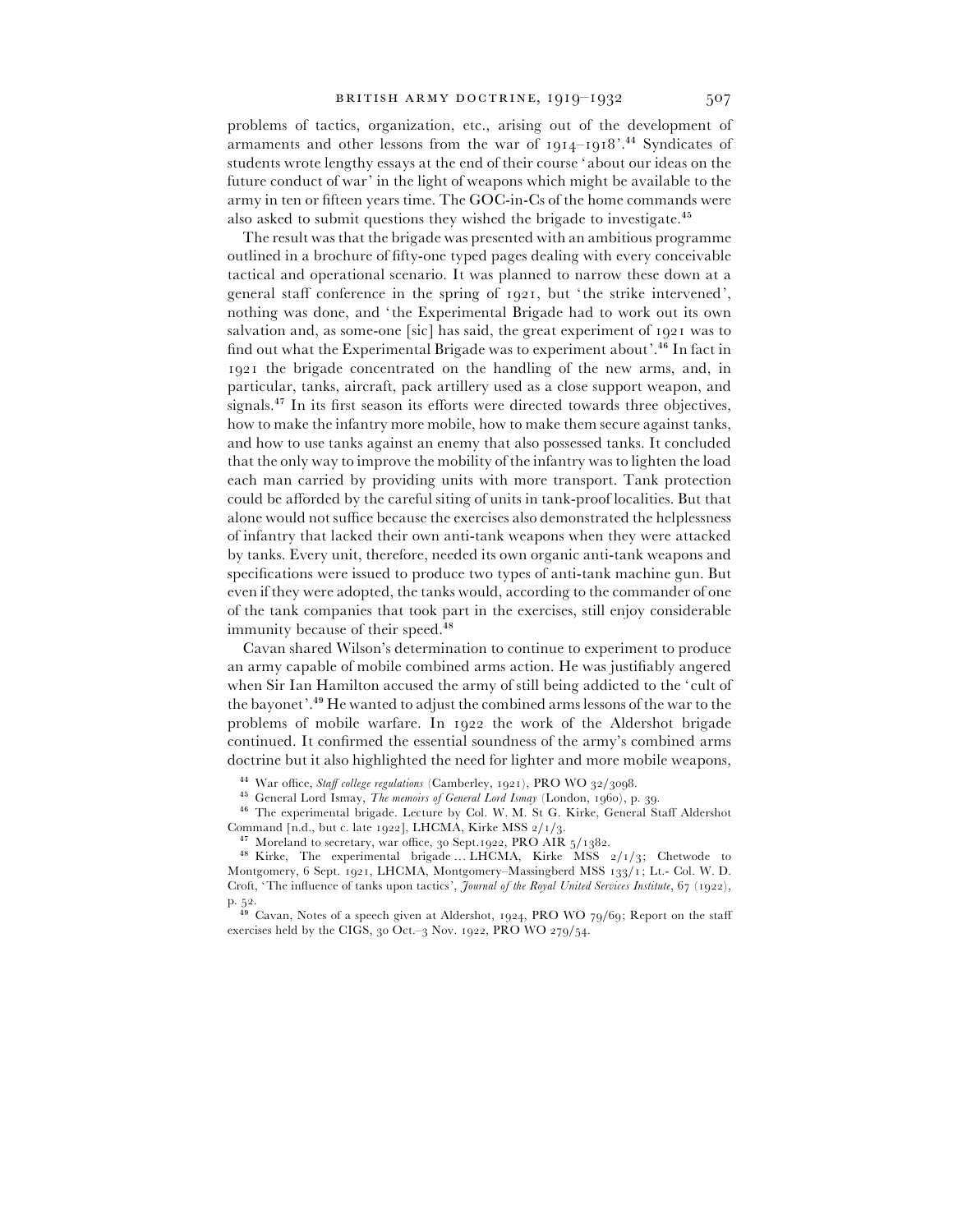problems of tactics, organization, etc., arising out of the development of armaments and other lessons from the war of 1914–1918'.[44] Syndicates of students wrote lengthy essays at the end of their course 'about our ideas on the future conduct of war' in the light of weapons which might be available to the army in ten or fifteen years time. The GOC-in-Cs of the home commands were also asked to submit questions they wished the brigade to investigate.[45]

The result was that the brigade was presented with an ambitious programme outlined in a brochure of fifty-one typed pages dealing with every conceivable tactical and operational scenario. It was planned to narrow these down at a general staff conference in the spring of 1921, but 'the strike intervened', nothing was done, and 'the Experimental Brigade had to work out its own salvation and, as some-one [sic] has said, the great experiment of 1921 was to find out what the Experimental Brigade was to experiment about'.[46] In fact in 1921 the brigade concentrated on the handling of the new arms, and, in particular, tanks, aircraft, pack artillery used as a close support weapon, and signals.[47] In its first season its efforts were directed towards three objectives, how to make the infantry more mobile, how to make them secure against tanks, and how to use tanks against an enemy that also possessed tanks. It concluded that the only way to improve the mobility of the infantry was to lighten the load each man carried by providing units with more transport. Tank protection could be afforded by the careful siting of units in tank-proof localities. But that alone would not suffice because the exercises also demonstrated the helplessness of infantry that lacked their own anti-tank weapons when they were attacked by tanks. Every unit, therefore, needed its own organic anti-tank weapons and specifications were issued to produce two types of anti-tank machine gun. But even if they were adopted, the tanks would, according to the commander of one of the tank companies that took part in the exercises, still enjoy considerable immunity because of their speed.[48]

Cavan shared Wilson's determination to continue to experiment to produce an army capable of mobile combined arms action. He was justifiably angered when Sir Ian Hamilton accused the army of still being addicted to the 'cult of the bayonet'.[49] He wanted to adjust the combined arms lessons of the war to the problems of mobile warfare. In 1922 the work of the Aldershot brigade continued. It confirmed the essential soundness of the army's combined arms doctrine but it also highlighted the need for lighter and more mobile weapons,

[44] War office, *Staff college regulations* (Camberley, 1921), PRO WO 32/3098.

[45] General Lord Ismay, *The memoirs of General Lord Ismay* (London, 1960), p. 39.

[46] The experimental brigade. Lecture by Col. W. M. St G. Kirke, General Staff Aldershot Command [n.d., but c. late 1922], LHCMA, Kirke MSS 2/1/3.

[47] Moreland to secretary, war office, 30 Sept.1922, PRO AIR 5/1382.

[48] Kirke, The experimental brigade ... LHCMA, Kirke MSS 2/1/3; Chetwode to Montgomery, 6 Sept. 1921, LHCMA, Montgomery–Massingberd MSS 133/1; Lt.- Col. W. D. Croft, 'The influence of tanks upon tactics', *Journal of the Royal United Services Institute*, 67 (1922), p. 52.

[49] Cavan, Notes of a speech given at Aldershot, 1924, PRO WO 79/69; Report on the staff exercises held by the CIGS, 30 Oct.–3 Nov. 1922, PRO WO 279/54.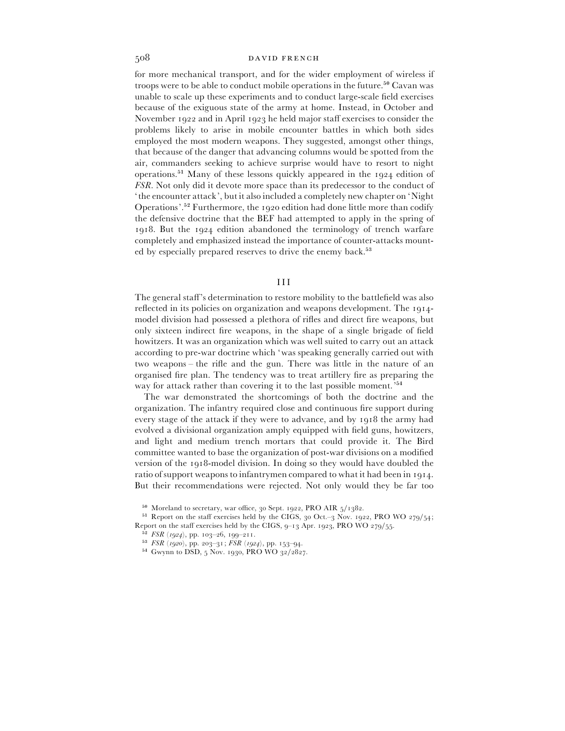for more mechanical transport, and for the wider employment of wireless if troops were to be able to conduct mobile operations in the future.[50] Cavan was unable to scale up these experiments and to conduct large-scale field exercises because of the exiguous state of the army at home. Instead, in October and November 1922 and in April 1923 he held major staff exercises to consider the problems likely to arise in mobile encounter battles in which both sides employed the most modern weapons. They suggested, amongst other things, that because of the danger that advancing columns would be spotted from the air, commanders seeking to achieve surprise would have to resort to night operations.[51] Many of these lessons quickly appeared in the 1924 edition of *FSR*. Not only did it devote more space than its predecessor to the conduct of 'the encounter attack', but it also included a completely new chapter on 'Night Operations'.[52] Furthermore, the 1920 edition had done little more than codify the defensive doctrine that the BEF had attempted to apply in the spring of 1918. But the 1924 edition abandoned the terminology of trench warfare completely and emphasized instead the importance of counter-attacks mounted by especially prepared reserves to drive the enemy back.[53]

## III

The general staff's determination to restore mobility to the battlefield was also reflected in its policies on organization and weapons development. The 1914-model division had possessed a plethora of rifles and direct fire weapons, but only sixteen indirect fire weapons, in the shape of a single brigade of field howitzers. It was an organization which was well suited to carry out an attack according to pre-war doctrine which 'was speaking generally carried out with two weapons – the rifle and the gun. There was little in the nature of an organised fire plan. The tendency was to treat artillery fire as preparing the way for attack rather than covering it to the last possible moment.'[54]

The war demonstrated the shortcomings of both the doctrine and the organization. The infantry required close and continuous fire support during every stage of the attack if they were to advance, and by 1918 the army had evolved a divisional organization amply equipped with field guns, howitzers, and light and medium trench mortars that could provide it. The Bird committee wanted to base the organization of post-war divisions on a modified version of the 1918-model division. In doing so they would have doubled the ratio of support weapons to infantrymen compared to what it had been in 1914. But their recommendations were rejected. Not only would they be far too

[50] Moreland to secretary, war office, 30 Sept. 1922, PRO AIR 5/1382.

[51] Report on the staff exercises held by the CIGS, 30 Oct.–3 Nov. 1922, PRO WO 279/54; Report on the staff exercises held by the CIGS, 9–13 Apr. 1923, PRO WO 279/55.

[52] *FSR (1924)*, pp. 103–26, 199–211.

[53] *FSR (1920)*, pp. 203–31; *FSR (1924)*, pp. 153–94.

[54] Gwynn to DSD, 5 Nov. 1930, PRO WO 32/2827.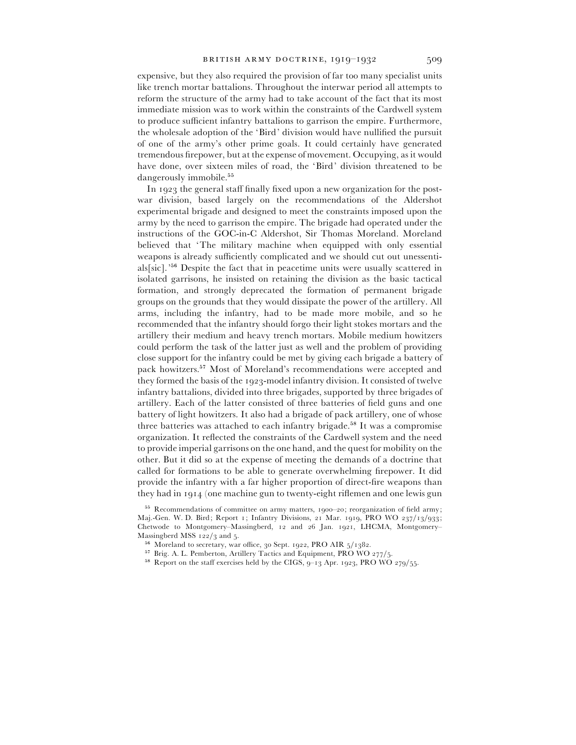expensive, but they also required the provision of far too many specialist units like trench mortar battalions. Throughout the interwar period all attempts to reform the structure of the army had to take account of the fact that its most immediate mission was to work within the constraints of the Cardwell system to produce sufficient infantry battalions to garrison the empire. Furthermore, the wholesale adoption of the 'Bird' division would have nullified the pursuit of one of the army's other prime goals. It could certainly have generated tremendous firepower, but at the expense of movement. Occupying, as it would have done, over sixteen miles of road, the 'Bird' division threatened to be dangerously immobile.[55]

In 1923 the general staff finally fixed upon a new organization for the post-war division, based largely on the recommendations of the Aldershot experimental brigade and designed to meet the constraints imposed upon the army by the need to garrison the empire. The brigade had operated under the instructions of the GOC-in-C Aldershot, Sir Thomas Moreland. Moreland believed that 'The military machine when equipped with only essential weapons is already sufficiently complicated and we should cut out unessentials[sic].'[56] Despite the fact that in peacetime units were usually scattered in isolated garrisons, he insisted on retaining the division as the basic tactical formation, and strongly deprecated the formation of permanent brigade groups on the grounds that they would dissipate the power of the artillery. All arms, including the infantry, had to be made more mobile, and so he recommended that the infantry should forgo their light stokes mortars and the artillery their medium and heavy trench mortars. Mobile medium howitzers could perform the task of the latter just as well and the problem of providing close support for the infantry could be met by giving each brigade a battery of pack howitzers.[57] Most of Moreland's recommendations were accepted and they formed the basis of the 1923-model infantry division. It consisted of twelve infantry battalions, divided into three brigades, supported by three brigades of artillery. Each of the latter consisted of three batteries of field guns and one battery of light howitzers. It also had a brigade of pack artillery, one of whose three batteries was attached to each infantry brigade.[58] It was a compromise organization. It reflected the constraints of the Cardwell system and the need to provide imperial garrisons on the one hand, and the quest for mobility on the other. But it did so at the expense of meeting the demands of a doctrine that called for formations to be able to generate overwhelming firepower. It did provide the infantry with a far higher proportion of direct-fire weapons than they had in 1914 (one machine gun to twenty-eight riflemen and one lewis gun

[55] Recommendations of committee on army matters, 1900–20; reorganization of field army; Maj.-Gen. W. D. Bird; Report 1; Infantry Divisions, 21 Mar. 1919, PRO WO 237/13/933; Chetwode to Montgomery–Massingberd, 12 and 26 Jan. 1921, LHCMA, Montgomery–Massingberd MSS 122/3 and 5.

[56] Moreland to secretary, war office, 30 Sept. 1922, PRO AIR 5/1382.

[57] Brig. A. L. Pemberton, Artillery Tactics and Equipment, PRO WO 277/5.

[58] Report on the staff exercises held by the CIGS, 9–13 Apr. 1923, PRO WO 279/55.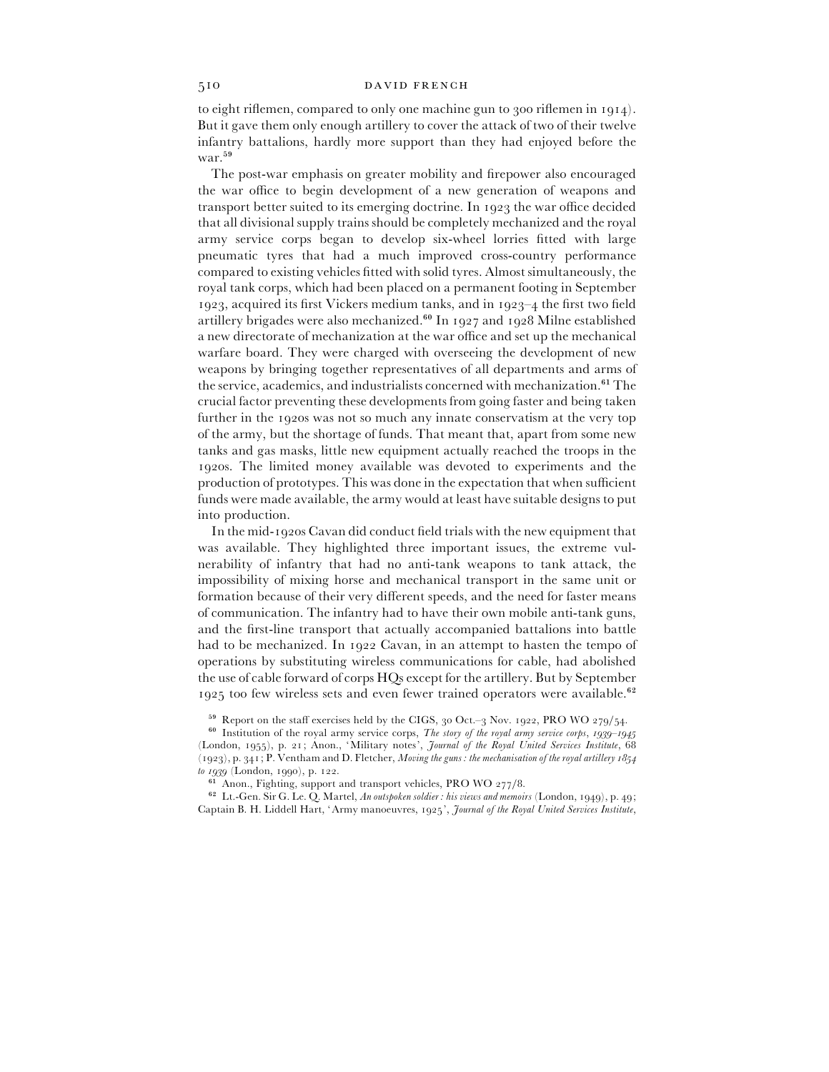to eight riflemen, compared to only one machine gun to 300 riflemen in 1914). But it gave them only enough artillery to cover the attack of two of their twelve infantry battalions, hardly more support than they had enjoyed before the war.[59]

The post-war emphasis on greater mobility and firepower also encouraged the war office to begin development of a new generation of weapons and transport better suited to its emerging doctrine. In 1923 the war office decided that all divisional supply trains should be completely mechanized and the royal army service corps began to develop six-wheel lorries fitted with large pneumatic tyres that had a much improved cross-country performance compared to existing vehicles fitted with solid tyres. Almost simultaneously, the royal tank corps, which had been placed on a permanent footing in September 1923, acquired its first Vickers medium tanks, and in 1923–4 the first two field artillery brigades were also mechanized.[60] In 1927 and 1928 Milne established a new directorate of mechanization at the war office and set up the mechanical warfare board. They were charged with overseeing the development of new weapons by bringing together representatives of all departments and arms of the service, academics, and industrialists concerned with mechanization.[61] The crucial factor preventing these developments from going faster and being taken further in the 1920s was not so much any innate conservatism at the very top of the army, but the shortage of funds. That meant that, apart from some new tanks and gas masks, little new equipment actually reached the troops in the 1920s. The limited money available was devoted to experiments and the production of prototypes. This was done in the expectation that when sufficient funds were made available, the army would at least have suitable designs to put into production.

In the mid-1920s Cavan did conduct field trials with the new equipment that was available. They highlighted three important issues, the extreme vulnerability of infantry that had no anti-tank weapons to tank attack, the impossibility of mixing horse and mechanical transport in the same unit or formation because of their very different speeds, and the need for faster means of communication. The infantry had to have their own mobile anti-tank guns, and the first-line transport that actually accompanied battalions into battle had to be mechanized. In 1922 Cavan, in an attempt to hasten the tempo of operations by substituting wireless communications for cable, had abolished the use of cable forward of corps HQs except for the artillery. But by September 1925 too few wireless sets and even fewer trained operators were available.[62]

[59] Report on the staff exercises held by the CIGS, 30 Oct.–3 Nov. 1922, PRO WO 279/54.

[60] Institution of the royal army service corps, *The story of the royal army service corps, 1939–1945* (London, 1955), p. 21; Anon., 'Military notes', *Journal of the Royal United Services Institute*, 68 (1923), p. 341; P. Ventham and D. Fletcher, *Moving the guns: the mechanisation of the royal artillery 1854 to 1939* (London, 1990), p. 122.

[61] Anon., Fighting, support and transport vehicles, PRO WO 277/8.

[62] Lt.-Gen. Sir G. Le. Q. Martel, *An outspoken soldier: his views and memoirs* (London, 1949), p. 49; Captain B. H. Liddell Hart, 'Army manoeuvres, 1925', *Journal of the Royal United Services Institute*,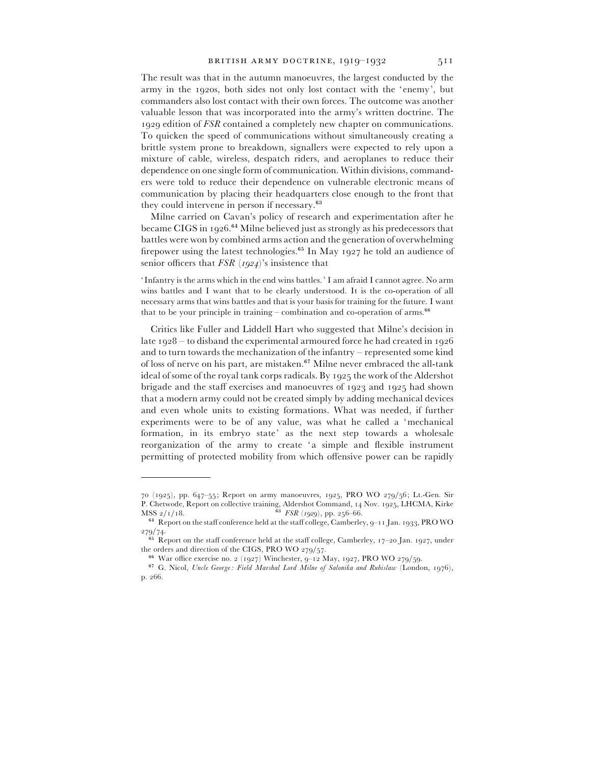The result was that in the autumn manoeuvres, the largest conducted by the army in the 1920s, both sides not only lost contact with the 'enemy', but commanders also lost contact with their own forces. The outcome was another valuable lesson that was incorporated into the army's written doctrine. The 1929 edition of *FSR* contained a completely new chapter on communications. To quicken the speed of communications without simultaneously creating a brittle system prone to breakdown, signallers were expected to rely upon a mixture of cable, wireless, despatch riders, and aeroplanes to reduce their dependence on one single form of communication. Within divisions, commanders were told to reduce their dependence on vulnerable electronic means of communication by placing their headquarters close enough to the front that they could intervene in person if necessary.[63]

Milne carried on Cavan's policy of research and experimentation after he became CIGS in 1926.[64] Milne believed just as strongly as his predecessors that battles were won by combined arms action and the generation of overwhelming firepower using the latest technologies.[65] In May 1927 he told an audience of senior officers that *FSR (1924)*'s insistence that

> 'Infantry is the arms which in the end wins battles.' I am afraid I cannot agree. No arm wins battles and I want that to be clearly understood. It is the co-operation of all necessary arms that wins battles and that is your basis for training for the future. I want that to be your principle in training – combination and co-operation of arms.[66]

Critics like Fuller and Liddell Hart who suggested that Milne's decision in late 1928 – to disband the experimental armoured force he had created in 1926 and to turn towards the mechanization of the infantry – represented some kind of loss of nerve on his part, are mistaken.[67] Milne never embraced the all-tank ideal of some of the royal tank corps radicals. By 1925 the work of the Aldershot brigade and the staff exercises and manoeuvres of 1923 and 1925 had shown that a modern army could not be created simply by adding mechanical devices and even whole units to existing formations. What was needed, if further experiments were to be of any value, was what he called a 'mechanical formation, in its embryo state' as the next step towards a wholesale reorganization of the army to create 'a simple and flexible instrument permitting of protected mobility from which offensive power can be rapidly

---

70 (1925), pp. 647–55; Report on army manoeuvres, 1925, PRO WO 279/56; Lt.-Gen. Sir P. Chetwode, Report on collective training, Aldershot Command, 14 Nov. 1925, LHCMA, Kirke MSS 2/1/18.

[63] *FSR (1929)*, pp. 256–66.

[64] Report on the staff conference held at the staff college, Camberley, 9–11 Jan. 1933, PRO WO 279/74.

[65] Report on the staff conference held at the staff college, Camberley, 17–20 Jan. 1927, under the orders and direction of the CIGS, PRO WO 279/57.

[66] War office exercise no. 2 (1927) Winchester, 9–12 May, 1927, PRO WO 279/59.

[67] G. Nicol, *Uncle George: Field Marshal Lord Milne of Salonika and Rubislaw* (London, 1976), p. 266.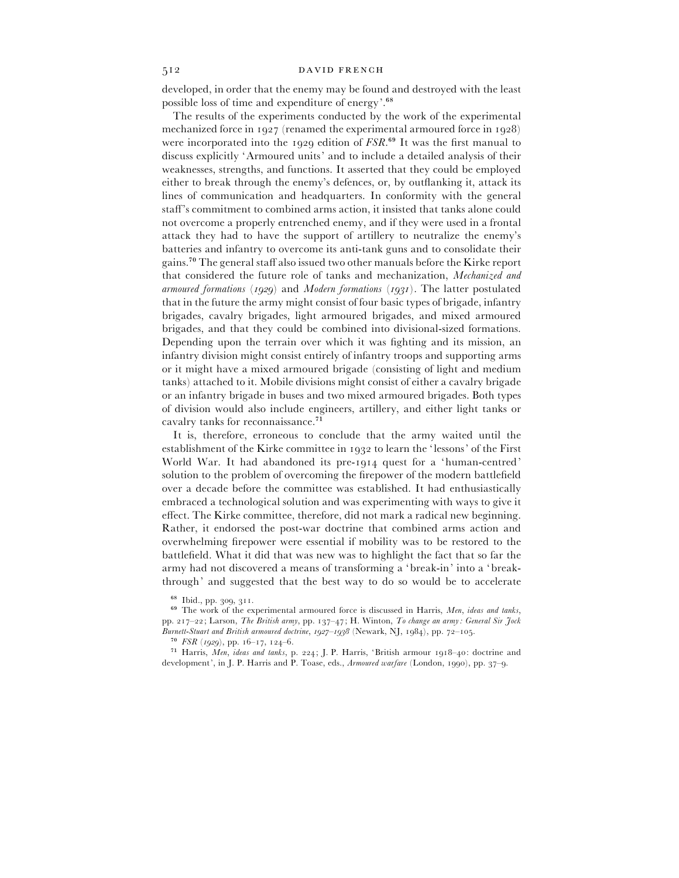developed, in order that the enemy may be found and destroyed with the least possible loss of time and expenditure of energy'.[68]

The results of the experiments conducted by the work of the experimental mechanized force in 1927 (renamed the experimental armoured force in 1928) were incorporated into the 1929 edition of *FSR*.[69] It was the first manual to discuss explicitly 'Armoured units' and to include a detailed analysis of their weaknesses, strengths, and functions. It asserted that they could be employed either to break through the enemy's defences, or, by outflanking it, attack its lines of communication and headquarters. In conformity with the general staff's commitment to combined arms action, it insisted that tanks alone could not overcome a properly entrenched enemy, and if they were used in a frontal attack they had to have the support of artillery to neutralize the enemy's batteries and infantry to overcome its anti-tank guns and to consolidate their gains.[70] The general staff also issued two other manuals before the Kirke report that considered the future role of tanks and mechanization, *Mechanized and armoured formations* (*1929*) and *Modern formations* (*1931*). The latter postulated that in the future the army might consist of four basic types of brigade, infantry brigades, cavalry brigades, light armoured brigades, and mixed armoured brigades, and that they could be combined into divisional-sized formations. Depending upon the terrain over which it was fighting and its mission, an infantry division might consist entirely of infantry troops and supporting arms or it might have a mixed armoured brigade (consisting of light and medium tanks) attached to it. Mobile divisions might consist of either a cavalry brigade or an infantry brigade in buses and two mixed armoured brigades. Both types of division would also include engineers, artillery, and either light tanks or cavalry tanks for reconnaissance.[71]

It is, therefore, erroneous to conclude that the army waited until the establishment of the Kirke committee in 1932 to learn the 'lessons' of the First World War. It had abandoned its pre-1914 quest for a 'human-centred' solution to the problem of overcoming the firepower of the modern battlefield over a decade before the committee was established. It had enthusiastically embraced a technological solution and was experimenting with ways to give it effect. The Kirke committee, therefore, did not mark a radical new beginning. Rather, it endorsed the post-war doctrine that combined arms action and overwhelming firepower were essential if mobility was to be restored to the battlefield. What it did that was new was to highlight the fact that so far the army had not discovered a means of transforming a 'break-in' into a 'break-through' and suggested that the best way to do so would be to accelerate

[68] Ibid., pp. 309, 311.

[69] The work of the experimental armoured force is discussed in Harris, *Men, ideas and tanks*, pp. 217–22; Larson, *The British army*, pp. 137–47; H. Winton, *To change an army: General Sir Jock Burnett-Stuart and British armoured doctrine, 1927–1938* (Newark, NJ, 1984), pp. 72–105.

[70] *FSR* (*1929*), pp. 16–17, 124–6.

[71] Harris, *Men, ideas and tanks*, p. 224; J. P. Harris, 'British armour 1918–40: doctrine and development', in J. P. Harris and P. Toase, eds., *Armoured warfare* (London, 1990), pp. 37–9.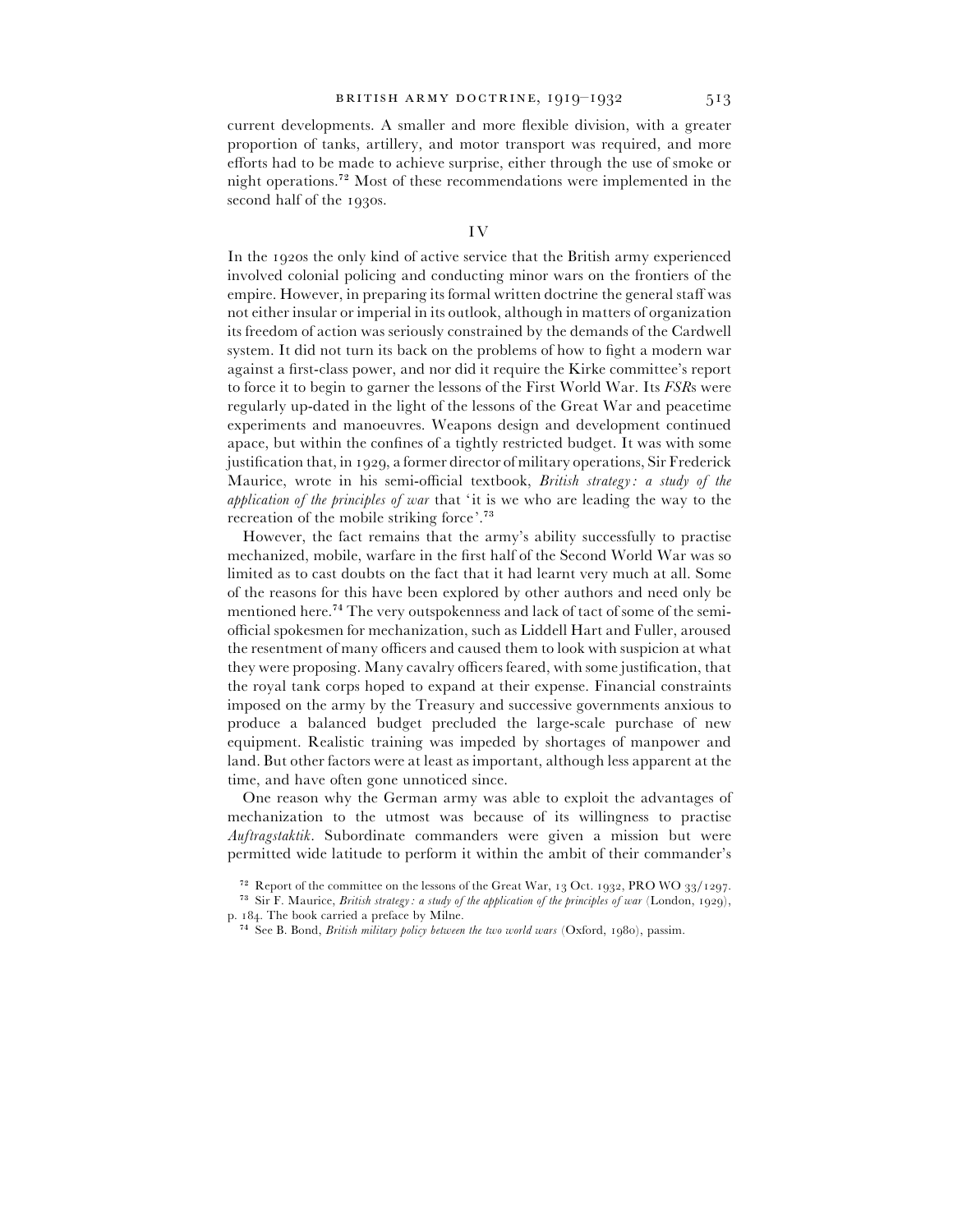current developments. A smaller and more flexible division, with a greater proportion of tanks, artillery, and motor transport was required, and more efforts had to be made to achieve surprise, either through the use of smoke or night operations.[72] Most of these recommendations were implemented in the second half of the 1930s.

## IV

In the 1920s the only kind of active service that the British army experienced involved colonial policing and conducting minor wars on the frontiers of the empire. However, in preparing its formal written doctrine the general staff was not either insular or imperial in its outlook, although in matters of organization its freedom of action was seriously constrained by the demands of the Cardwell system. It did not turn its back on the problems of how to fight a modern war against a first-class power, and nor did it require the Kirke committee's report to force it to begin to garner the lessons of the First World War. Its *FSR*s were regularly up-dated in the light of the lessons of the Great War and peacetime experiments and manoeuvres. Weapons design and development continued apace, but within the confines of a tightly restricted budget. It was with some justification that, in 1929, a former director of military operations, Sir Frederick Maurice, wrote in his semi-official textbook, *British strategy: a study of the application of the principles of war* that 'it is we who are leading the way to the recreation of the mobile striking force'.[73]

However, the fact remains that the army's ability successfully to practise mechanized, mobile, warfare in the first half of the Second World War was so limited as to cast doubts on the fact that it had learnt very much at all. Some of the reasons for this have been explored by other authors and need only be mentioned here.[74] The very outspokenness and lack of tact of some of the semi-official spokesmen for mechanization, such as Liddell Hart and Fuller, aroused the resentment of many officers and caused them to look with suspicion at what they were proposing. Many cavalry officers feared, with some justification, that the royal tank corps hoped to expand at their expense. Financial constraints imposed on the army by the Treasury and successive governments anxious to produce a balanced budget precluded the large-scale purchase of new equipment. Realistic training was impeded by shortages of manpower and land. But other factors were at least as important, although less apparent at the time, and have often gone unnoticed since.

One reason why the German army was able to exploit the advantages of mechanization to the utmost was because of its willingness to practise *Auftragstaktik*. Subordinate commanders were given a mission but were permitted wide latitude to perform it within the ambit of their commander's

[72] Report of the committee on the lessons of the Great War, 13 Oct. 1932, PRO WO 33/1297.

[73] Sir F. Maurice, *British strategy: a study of the application of the principles of war* (London, 1929), p. 184. The book carried a preface by Milne.

[74] See B. Bond, *British military policy between the two world wars* (Oxford, 1980), passim.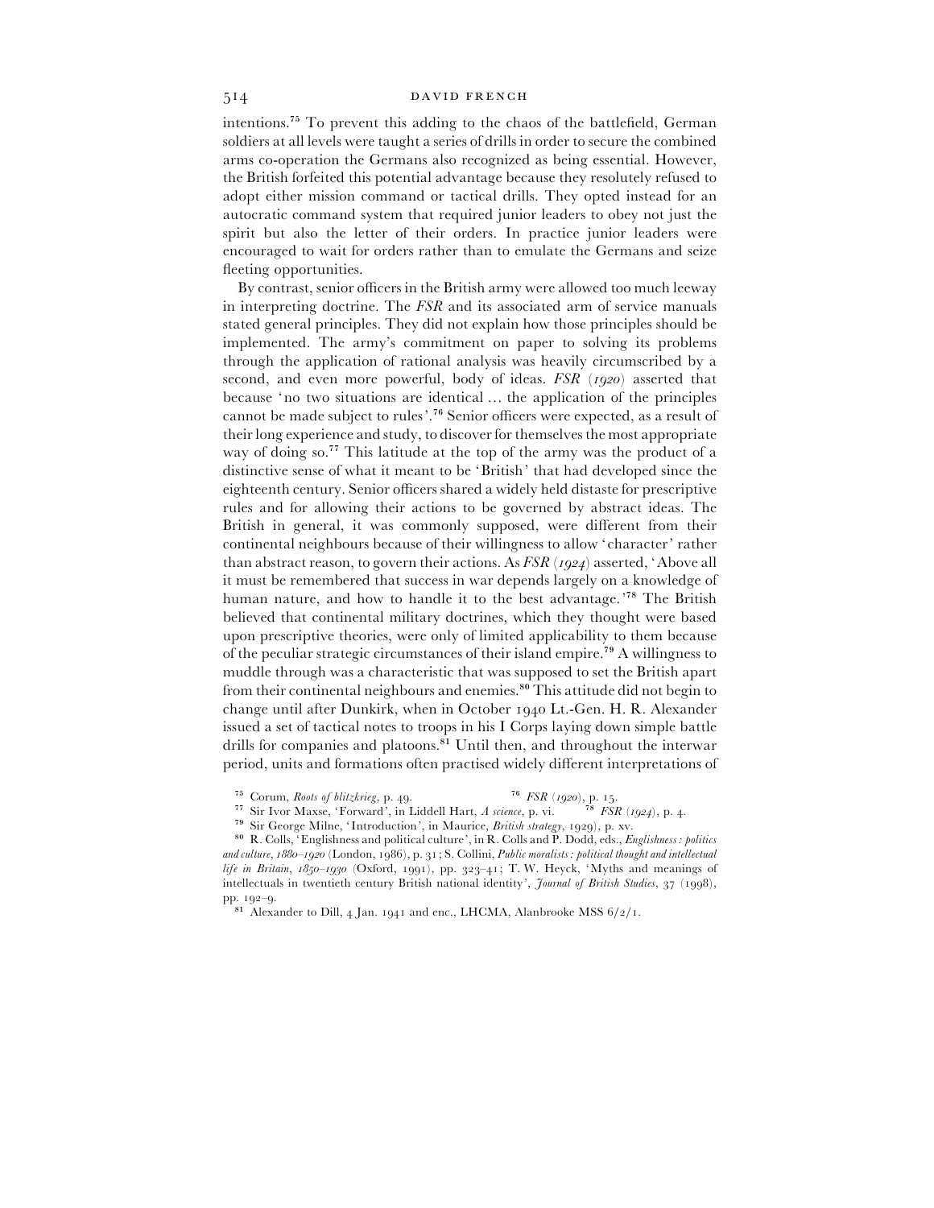intentions.[75] To prevent this adding to the chaos of the battlefield, German soldiers at all levels were taught a series of drills in order to secure the combined arms co-operation the Germans also recognized as being essential. However, the British forfeited this potential advantage because they resolutely refused to adopt either mission command or tactical drills. They opted instead for an autocratic command system that required junior leaders to obey not just the spirit but also the letter of their orders. In practice junior leaders were encouraged to wait for orders rather than to emulate the Germans and seize fleeting opportunities.

By contrast, senior officers in the British army were allowed too much leeway in interpreting doctrine. The *FSR* and its associated arm of service manuals stated general principles. They did not explain how those principles should be implemented. The army's commitment on paper to solving its problems through the application of rational analysis was heavily circumscribed by a second, and even more powerful, body of ideas. *FSR* (*1920*) asserted that because 'no two situations are identical ... the application of the principles cannot be made subject to rules'.[76] Senior officers were expected, as a result of their long experience and study, to discover for themselves the most appropriate way of doing so.[77] This latitude at the top of the army was the product of a distinctive sense of what it meant to be 'British' that had developed since the eighteenth century. Senior officers shared a widely held distaste for prescriptive rules and for allowing their actions to be governed by abstract ideas. The British in general, it was commonly supposed, were different from their continental neighbours because of their willingness to allow 'character' rather than abstract reason, to govern their actions. As *FSR* (*1924*) asserted, 'Above all it must be remembered that success in war depends largely on a knowledge of human nature, and how to handle it to the best advantage.'[78] The British believed that continental military doctrines, which they thought were based upon prescriptive theories, were only of limited applicability to them because of the peculiar strategic circumstances of their island empire.[79] A willingness to muddle through was a characteristic that was supposed to set the British apart from their continental neighbours and enemies.[80] This attitude did not begin to change until after Dunkirk, when in October 1940 Lt.-Gen. H. R. Alexander issued a set of tactical notes to troops in his I Corps laying down simple battle drills for companies and platoons.[81] Until then, and throughout the interwar period, units and formations often practised widely different interpretations of

---

[75] Corum, *Roots of blitzkrieg*, p. 49.

[76] *FSR* (*1920*), p. 15.

[77] Sir Ivor Maxse, 'Forward', in Liddell Hart, *A science*, p. vi.

[78] *FSR* (*1924*), p. 4.

[79] Sir George Milne, 'Introduction', in Maurice, *British strategy*, 1929), p. xv.

[80] R. Colls, 'Englishness and political culture', in R. Colls and P. Dodd, eds., *Englishness: politics and culture, 1880–1920* (London, 1986), p. 31; S. Collini, *Public moralists: political thought and intellectual life in Britain, 1850–1930* (Oxford, 1991), pp. 323–41; T. W. Heyck, 'Myths and meanings of intellectuals in twentieth century British national identity', *Journal of British Studies*, 37 (1998), pp. 192–9.

[81] Alexander to Dill, 4 Jan. 1941 and enc., LHCMA, Alanbrooke MSS 6/2/1.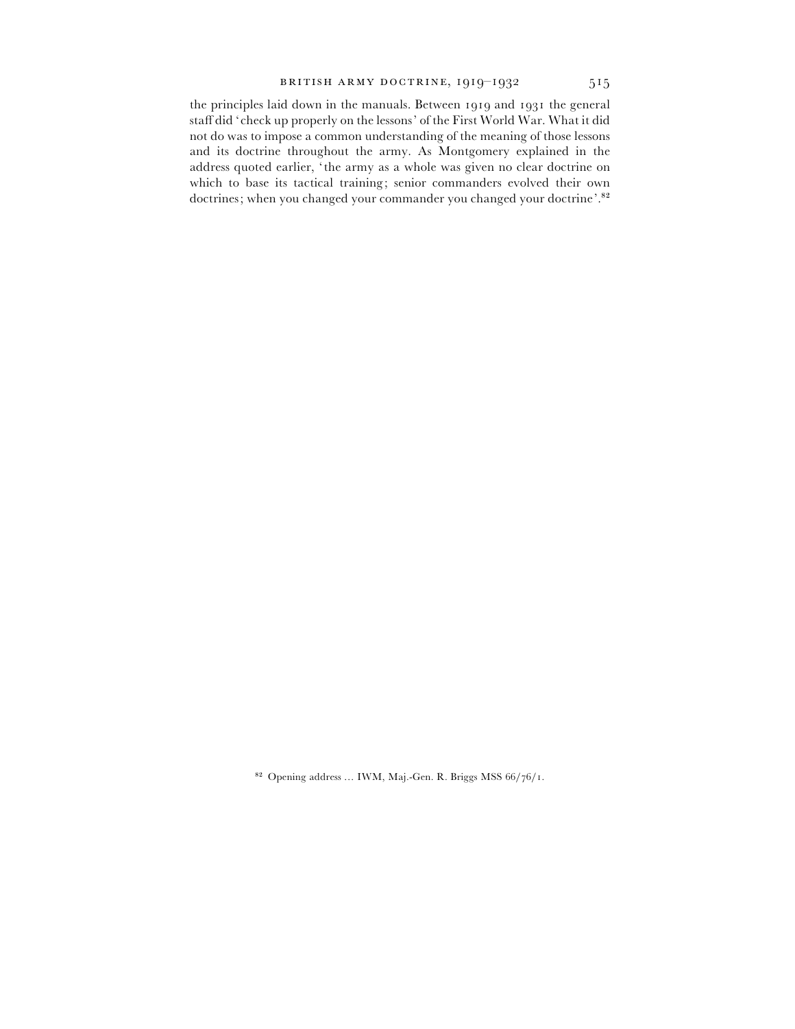the principles laid down in the manuals. Between 1919 and 1931 the general staff did 'check up properly on the lessons' of the First World War. What it did not do was to impose a common understanding of the meaning of those lessons and its doctrine throughout the army. As Montgomery explained in the address quoted earlier, 'the army as a whole was given no clear doctrine on which to base its tactical training; senior commanders evolved their own doctrines; when you changed your commander you changed your doctrine'.[82]

[82] Opening address ... IWM, Maj.-Gen. R. Briggs MSS 66/76/1.